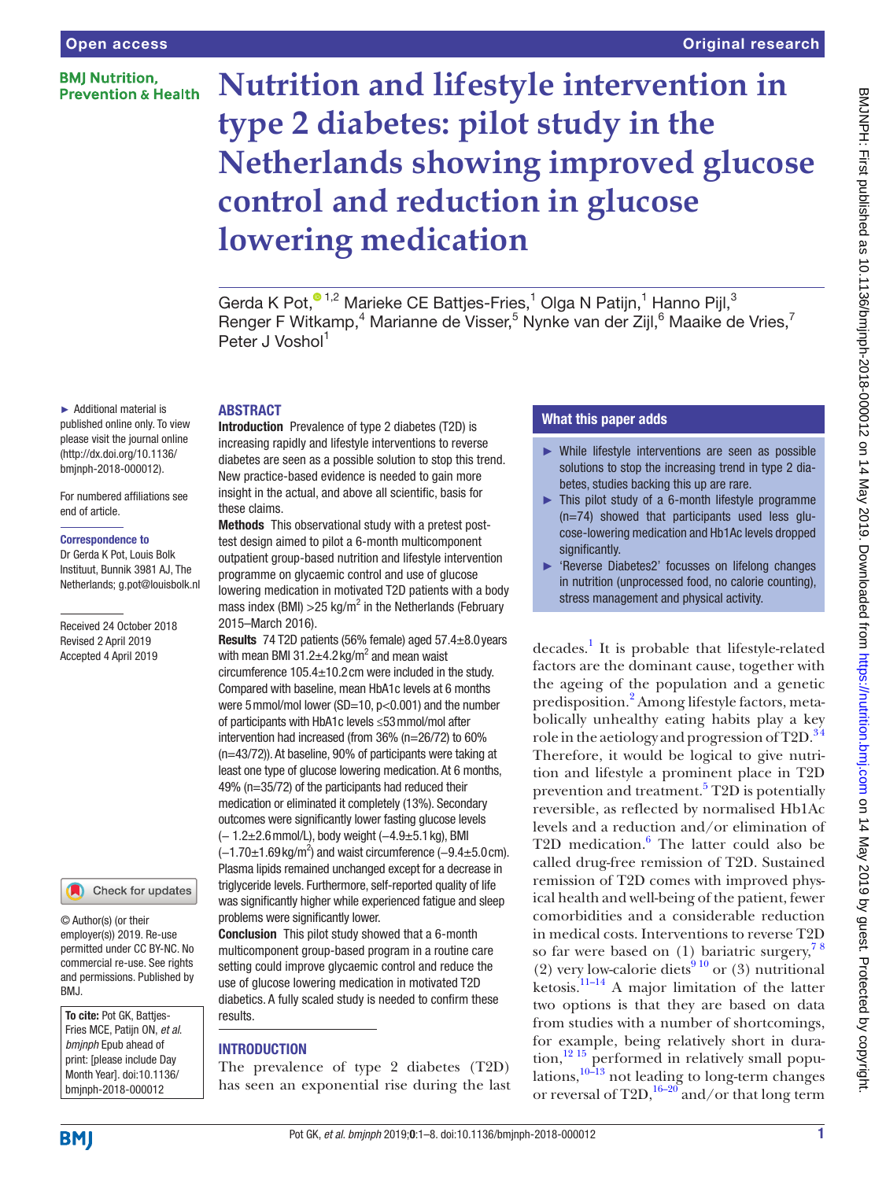# Nutrition and lifestyle intervention in type 2 diabetes: pilot study in the Netherlands showing improved glucose control and reduction in glucose lowering medication

Gerda K Pot,[1,2] Marieke CE Battjes-Fries,[1] Olga N Patijn,[1] Hanno Pijl,[3] Renger F Witkamp,[4] Marianne de Visser,[5] Nynke van der Zijl,[6] Maaike de Vries,[7] Peter J Voshol[1]

► Additional material is published online only. To view please visit the journal online (http://dx.doi.org/10.1136/bmjnph-2018-000012).

For numbered affiliations see end of article.

**Correspondence to**
Dr Gerda K Pot, Louis Bolk Instituut, Bunnik 3981 AJ, The Netherlands; g.pot@louisbolk.nl

Received 24 October 2018
Revised 2 April 2019
Accepted 4 April 2019

© Author(s) (or their employer(s)) 2019. Re-use permitted under CC BY-NC. No commercial re-use. See rights and permissions. Published by BMJ.

**To cite:** Pot GK, Battjes-Fries MCE, Patijn ON, *et al*. *bmjnph* Epub ahead of print: [please include Day Month Year]. doi:10.1136/bmjnph-2018-000012

## ABSTRACT

**Introduction** Prevalence of type 2 diabetes (T2D) is increasing rapidly and lifestyle interventions to reverse diabetes are seen as a possible solution to stop this trend. New practice-based evidence is needed to gain more insight in the actual, and above all scientific, basis for these claims.

**Methods** This observational study with a pretest post-test design aimed to pilot a 6-month multicomponent outpatient group-based nutrition and lifestyle intervention programme on glycaemic control and use of glucose lowering medication in motivated T2D patients with a body mass index (BMI) >25 kg/m$^2$ in the Netherlands (February 2015–March 2016).

**Results** 74 T2D patients (56% female) aged 57.4±8.0 years with mean BMI 31.2±4.2 kg/m$^2$ and mean waist circumference 105.4±10.2 cm were included in the study. Compared with baseline, mean HbA1c levels at 6 months were 5 mmol/mol lower (SD=10, p<0.001) and the number of participants with HbA1c levels ≤53 mmol/mol after intervention had increased (from 36% (n=26/72) to 60% (n=43/72)). At baseline, 90% of participants were taking at least one type of glucose lowering medication. At 6 months, 49% (n=35/72) of the participants had reduced their medication or eliminated it completely (13%). Secondary outcomes were significantly lower fasting glucose levels (– 1.2±2.6 mmol/L), body weight (–4.9±5.1 kg), BMI (–1.70±1.69 kg/m$^2$) and waist circumference (–9.4±5.0 cm). Plasma lipids remained unchanged except for a decrease in triglyceride levels. Furthermore, self-reported quality of life was significantly higher while experienced fatigue and sleep problems were significantly lower.

**Conclusion** This pilot study showed that a 6-month multicomponent group-based program in a routine care setting could improve glycaemic control and reduce the use of glucose lowering medication in motivated T2D diabetics. A fully scaled study is needed to confirm these results.

## What this paper adds

- While lifestyle interventions are seen as possible solutions to stop the increasing trend in type 2 diabetes, studies backing this up are rare.
- This pilot study of a 6-month lifestyle programme (n=74) showed that participants used less glucose-lowering medication and Hb1Ac levels dropped significantly.
- 'Reverse Diabetes2' focusses on lifelong changes in nutrition (unprocessed food, no calorie counting), stress management and physical activity.

## INTRODUCTION

The prevalence of type 2 diabetes (T2D) has seen an exponential rise during the last decades.[1] It is probable that lifestyle-related factors are the dominant cause, together with the ageing of the population and a genetic predisposition.[2] Among lifestyle factors, metabolically unhealthy eating habits play a key role in the aetiology and progression of T2D.[3,4] Therefore, it would be logical to give nutrition and lifestyle a prominent place in T2D prevention and treatment.[5] T2D is potentially reversible, as reflected by normalised Hb1Ac levels and a reduction and/or elimination of T2D medication.[6] The latter could also be called drug-free remission of T2D. Sustained remission of T2D comes with improved physical health and well-being of the patient, fewer comorbidities and a considerable reduction in medical costs. Interventions to reverse T2D so far were based on (1) bariatric surgery,[7,8] (2) very low-calorie diets[9,10] or (3) nutritional ketosis.[11–14] A major limitation of the latter two options is that they are based on data from studies with a number of shortcomings, for example, being relatively short in duration,[12,15] performed in relatively small populations,[10–13] not leading to long-term changes or reversal of T2D,[16–20] and/or that long term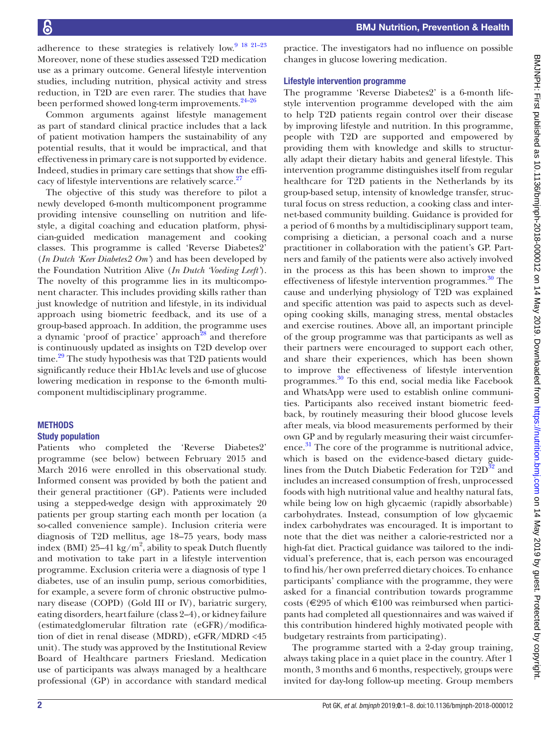adherence to these strategies is relatively low.[9 18 21–23] Moreover, none of these studies assessed T2D medication use as a primary outcome. General lifestyle intervention studies, including nutrition, physical activity and stress reduction, in T2D are even rarer. The studies that have been performed showed long-term improvements.[24–26]

Common arguments against lifestyle management as part of standard clinical practice includes that a lack of patient motivation hampers the sustainability of any potential results, that it would be impractical, and that effectiveness in primary care is not supported by evidence. Indeed, studies in primary care settings that show the efficacy of lifestyle interventions are relatively scarce.[27]

The objective of this study was therefore to pilot a newly developed 6-month multicomponent programme providing intensive counselling on nutrition and lifestyle, a digital coaching and education platform, physician-guided medication management and cooking classes. This programme is called 'Reverse Diabetes2' (*In Dutch 'Keer Diabetes2 Om'*) and has been developed by the Foundation Nutrition Alive (*In Dutch 'Voeding Leeft'*). The novelty of this programme lies in its multicomponent character. This includes providing skills rather than just knowledge of nutrition and lifestyle, in its individual approach using biometric feedback, and its use of a group-based approach. In addition, the programme uses a dynamic 'proof of practice' approach[28] and therefore is continuously updated as insights on T2D develop over time.[29] The study hypothesis was that T2D patients would significantly reduce their Hb1Ac levels and use of glucose lowering medication in response to the 6-month multicomponent multidisciplinary programme.

## METHODS

### Study population

Patients who completed the 'Reverse Diabetes2' programme (see below) between February 2015 and March 2016 were enrolled in this observational study. Informed consent was provided by both the patient and their general practitioner (GP). Patients were included using a stepped-wedge design with approximately 20 patients per group starting each month per location (a so-called convenience sample). Inclusion criteria were diagnosis of T2D mellitus, age 18–75 years, body mass index (BMI) 25–41 kg/m$^2$, ability to speak Dutch fluently and motivation to take part in a lifestyle intervention programme. Exclusion criteria were a diagnosis of type 1 diabetes, use of an insulin pump, serious comorbidities, for example, a severe form of chronic obstructive pulmonary disease (COPD) (Gold III or IV), bariatric surgery, eating disorders, heart failure (class 2–4), or kidney failure (estimatedglomerular filtration rate (eGFR)/modification of diet in renal disease (MDRD), eGFR/MDRD <45 unit). The study was approved by the Institutional Review Board of Healthcare partners Friesland. Medication use of participants was always managed by a healthcare professional (GP) in accordance with standard medical practice. The investigators had no influence on possible changes in glucose lowering medication.

### Lifestyle intervention programme

The programme 'Reverse Diabetes2' is a 6-month lifestyle intervention programme developed with the aim to help T2D patients regain control over their disease by improving lifestyle and nutrition. In this programme, people with T2D are supported and empowered by providing them with knowledge and skills to structurally adapt their dietary habits and general lifestyle. This intervention programme distinguishes itself from regular healthcare for T2D patients in the Netherlands by its group-based setup, intensity of knowledge transfer, structural focus on stress reduction, a cooking class and internet-based community building. Guidance is provided for a period of 6 months by a multidisciplinary support team, comprising a dietician, a personal coach and a nurse practitioner in collaboration with the patient's GP. Partners and family of the patients were also actively involved in the process as this has been shown to improve the effectiveness of lifestyle intervention programmes.[30] The cause and underlying physiology of T2D was explained and specific attention was paid to aspects such as developing cooking skills, managing stress, mental obstacles and exercise routines. Above all, an important principle of the group programme was that participants as well as their partners were encouraged to support each other, and share their experiences, which has been shown to improve the effectiveness of lifestyle intervention programmes.[30] To this end, social media like Facebook and WhatsApp were used to establish online communities. Participants also received instant biometric feedback, by routinely measuring their blood glucose levels after meals, via blood measurements performed by their own GP and by regularly measuring their waist circumference.[31] The core of the programme is nutritional advice, which is based on the evidence-based dietary guidelines from the Dutch Diabetic Federation for T2D[32] and includes an increased consumption of fresh, unprocessed foods with high nutritional value and healthy natural fats, while being low on high glycaemic (rapidly absorbable) carbohydrates. Instead, consumption of low glycaemic index carbohydrates was encouraged. It is important to note that the diet was neither a calorie-restricted nor a high-fat diet. Practical guidance was tailored to the individual's preference, that is, each person was encouraged to find his/her own preferred dietary choices. To enhance participants' compliance with the programme, they were asked for a financial contribution towards programme costs (€295 of which €100 was reimbursed when participants had completed all questionnaires and was waived if this contribution hindered highly motivated people with budgetary restraints from participating).

The programme started with a 2-day group training, always taking place in a quiet place in the country. After 1 month, 3 months and 6 months, respectively, groups were invited for day-long follow-up meeting. Group members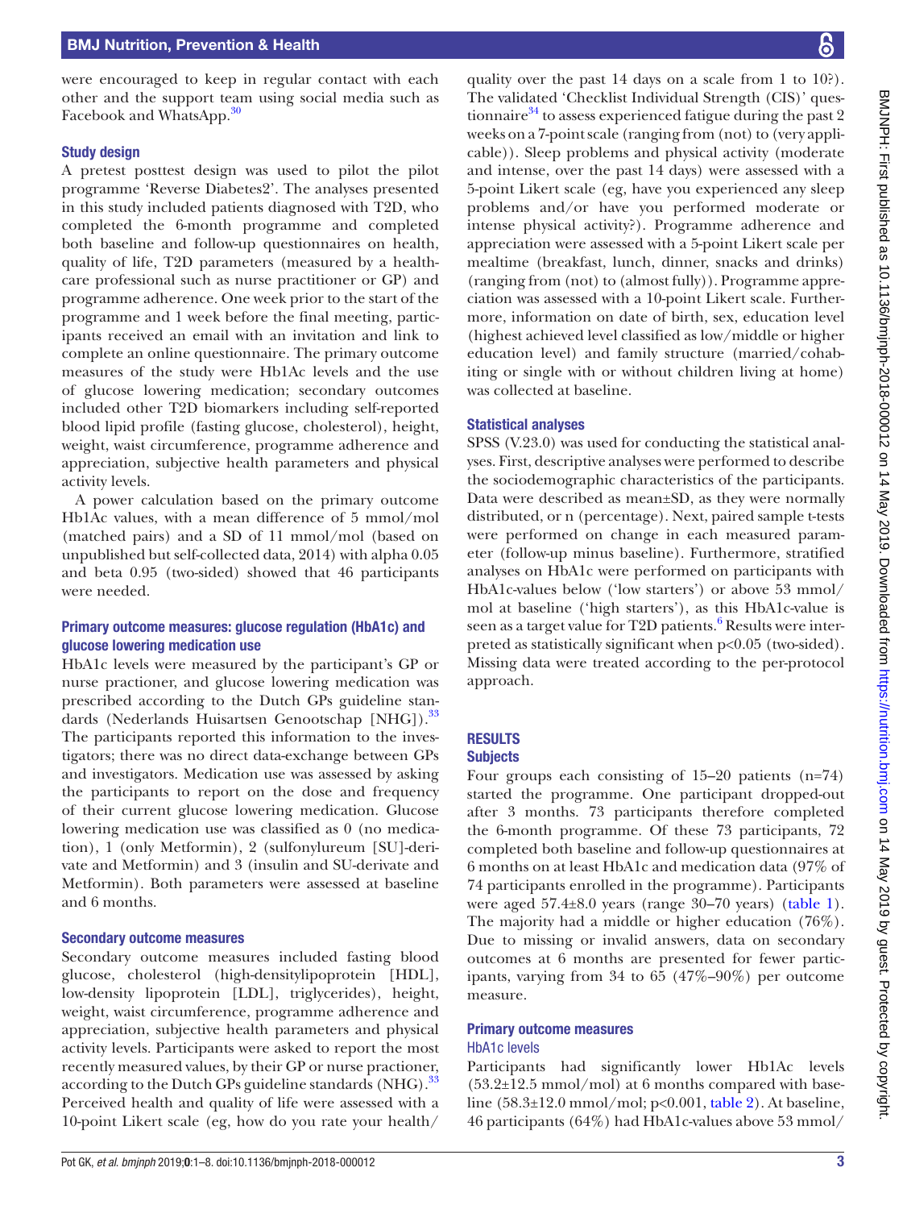were encouraged to keep in regular contact with each other and the support team using social media such as Facebook and WhatsApp.[30]

### Study design

A pretest posttest design was used to pilot the pilot programme 'Reverse Diabetes2'. The analyses presented in this study included patients diagnosed with T2D, who completed the 6-month programme and completed both baseline and follow-up questionnaires on health, quality of life, T2D parameters (measured by a healthcare professional such as nurse practitioner or GP) and programme adherence. One week prior to the start of the programme and 1 week before the final meeting, participants received an email with an invitation and link to complete an online questionnaire. The primary outcome measures of the study were Hb1Ac levels and the use of glucose lowering medication; secondary outcomes included other T2D biomarkers including self-reported blood lipid profile (fasting glucose, cholesterol), height, weight, waist circumference, programme adherence and appreciation, subjective health parameters and physical activity levels.

A power calculation based on the primary outcome Hb1Ac values, with a mean difference of 5 mmol/mol (matched pairs) and a SD of 11 mmol/mol (based on unpublished but self-collected data, 2014) with alpha 0.05 and beta 0.95 (two-sided) showed that 46 participants were needed.

### Primary outcome measures: glucose regulation (HbA1c) and glucose lowering medication use

HbA1c levels were measured by the participant's GP or nurse practioner, and glucose lowering medication was prescribed according to the Dutch GPs guideline standards (Nederlands Huisartsen Genootschap [NHG]).[33] The participants reported this information to the investigators; there was no direct data-exchange between GPs and investigators. Medication use was assessed by asking the participants to report on the dose and frequency of their current glucose lowering medication. Glucose lowering medication use was classified as 0 (no medication), 1 (only Metformin), 2 (sulfonylureum [SU]-derivate and Metformin) and 3 (insulin and SU-derivate and Metformin). Both parameters were assessed at baseline and 6 months.

### Secondary outcome measures

Secondary outcome measures included fasting blood glucose, cholesterol (high-densitylipoprotein [HDL], low-density lipoprotein [LDL], triglycerides), height, weight, waist circumference, programme adherence and appreciation, subjective health parameters and physical activity levels. Participants were asked to report the most recently measured values, by their GP or nurse practioner, according to the Dutch GPs guideline standards (NHG).[33] Perceived health and quality of life were assessed with a 10-point Likert scale (eg, how do you rate your health/quality over the past 14 days on a scale from 1 to 10?). The validated 'Checklist Individual Strength (CIS)' questionnaire[34] to assess experienced fatigue during the past 2 weeks on a 7-point scale (ranging from (not) to (very applicable)). Sleep problems and physical activity (moderate and intense, over the past 14 days) were assessed with a 5-point Likert scale (eg, have you experienced any sleep problems and/or have you performed moderate or intense physical activity?). Programme adherence and appreciation were assessed with a 5-point Likert scale per mealtime (breakfast, lunch, dinner, snacks and drinks) (ranging from (not) to (almost fully)). Programme appreciation was assessed with a 10-point Likert scale. Furthermore, information on date of birth, sex, education level (highest achieved level classified as low/middle or higher education level) and family structure (married/cohabiting or single with or without children living at home) was collected at baseline.

### Statistical analyses

SPSS (V.23.0) was used for conducting the statistical analyses. First, descriptive analyses were performed to describe the sociodemographic characteristics of the participants. Data were described as mean±SD, as they were normally distributed, or n (percentage). Next, paired sample t-tests were performed on change in each measured parameter (follow-up minus baseline). Furthermore, stratified analyses on HbA1c were performed on participants with HbA1c-values below ('low starters') or above 53 mmol/mol at baseline ('high starters'), as this HbA1c-value is seen as a target value for T2D patients.[6] Results were interpreted as statistically significant when p<0.05 (two-sided). Missing data were treated according to the per-protocol approach.

## RESULTS

### Subjects

Four groups each consisting of 15–20 patients (n=74) started the programme. One participant dropped-out after 3 months. 73 participants therefore completed the 6-month programme. Of these 73 participants, 72 completed both baseline and follow-up questionnaires at 6 months on at least HbA1c and medication data (97% of 74 participants enrolled in the programme). Participants were aged 57.4±8.0 years (range 30–70 years) (table 1). The majority had a middle or higher education (76%). Due to missing or invalid answers, data on secondary outcomes at 6 months are presented for fewer participants, varying from 34 to 65 (47%–90%) per outcome measure.

### Primary outcome measures

#### HbA1c levels

Participants had significantly lower Hb1Ac levels (53.2±12.5 mmol/mol) at 6 months compared with baseline (58.3±12.0 mmol/mol; p<0.001, table 2). At baseline, 46 participants (64%) had HbA1c-values above 53 mmol/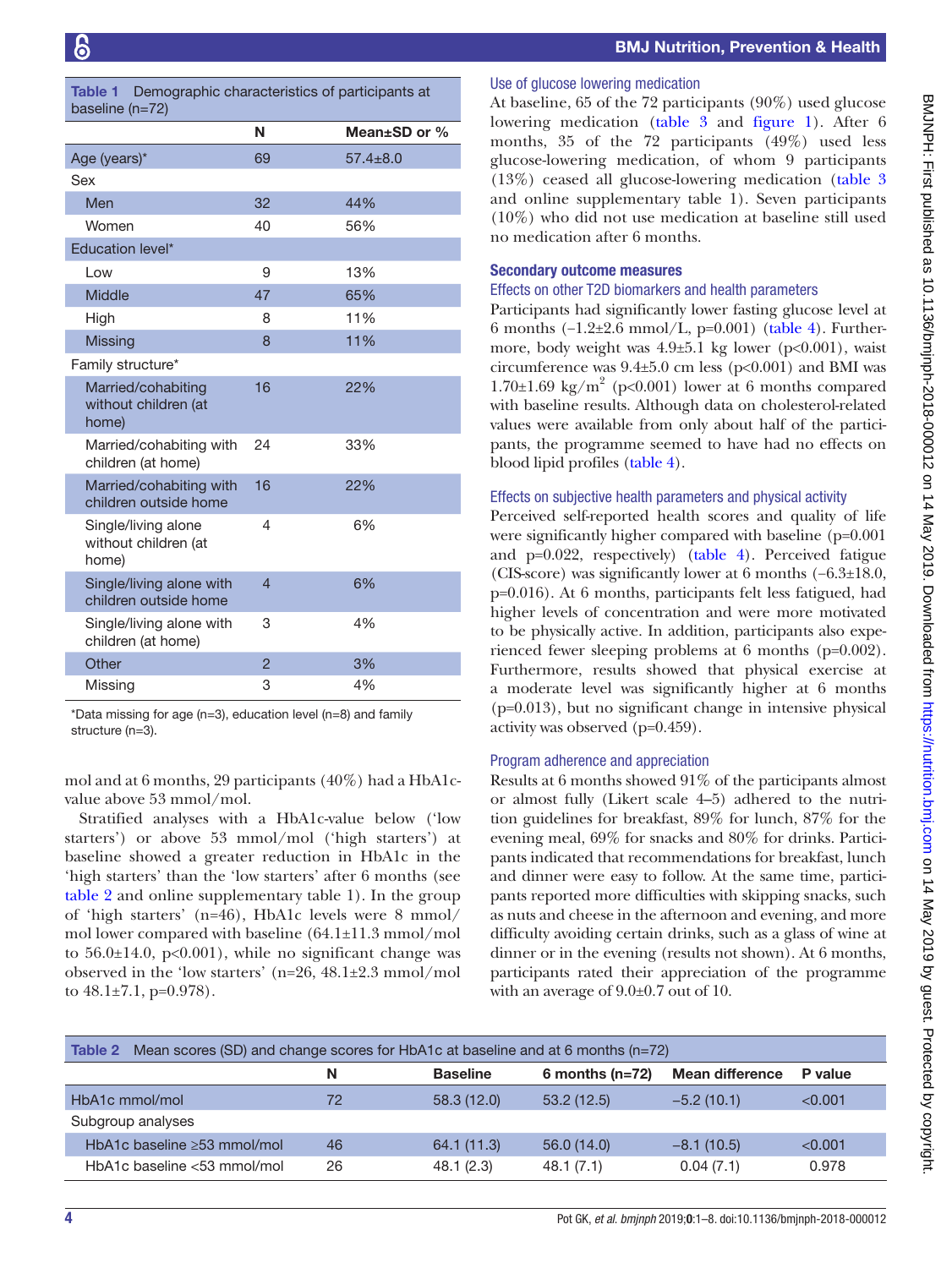**Table 1** Demographic characteristics of participants at baseline (n=72)

| | N | Mean±SD or % |
|---|---|---|
| Age (years)* | 69 | 57.4±8.0 |
| Sex | | |
| Men | 32 | 44% |
| Women | 40 | 56% |
| Education level* | | |
| Low | 9 | 13% |
| Middle | 47 | 65% |
| High | 8 | 11% |
| Missing | 8 | 11% |
| Family structure* | | |
| Married/cohabiting without children (at home) | 16 | 22% |
| Married/cohabiting with children (at home) | 24 | 33% |
| Married/cohabiting with children outside home | 16 | 22% |
| Single/living alone without children (at home) | 4 | 6% |
| Single/living alone with children outside home | 4 | 6% |
| Single/living alone with children (at home) | 3 | 4% |
| Other | 2 | 3% |
| Missing | 3 | 4% |

*Data missing for age (n=3), education level (n=8) and family structure (n=3).

mol and at 6 months, 29 participants (40%) had a HbA1c-value above 53 mmol/mol.

Stratified analyses with a HbA1c-value below ('low starters') or above 53 mmol/mol ('high starters') at baseline showed a greater reduction in HbA1c in the 'high starters' than the 'low starters' after 6 months (see table 2 and online supplementary table 1). In the group of 'high starters' (n=46), HbA1c levels were 8 mmol/mol lower compared with baseline (64.1±11.3 mmol/mol to 56.0±14.0, p<0.001), while no significant change was observed in the 'low starters' (n=26, 48.1±2.3 mmol/mol to 48.1±7.1, p=0.978).

### Use of glucose lowering medication

At baseline, 65 of the 72 participants (90%) used glucose lowering medication (table 3 and figure 1). After 6 months, 35 of the 72 participants (49%) used less glucose-lowering medication, of whom 9 participants (13%) ceased all glucose-lowering medication (table 3 and online supplementary table 1). Seven participants (10%) who did not use medication at baseline still used no medication after 6 months.

## Secondary outcome measures

### Effects on other T2D biomarkers and health parameters

Participants had significantly lower fasting glucose level at 6 months (−1.2±2.6 mmol/L, p=0.001) (table 4). Furthermore, body weight was 4.9±5.1 kg lower (p<0.001), waist circumference was 9.4±5.0 cm less (p<0.001) and BMI was 1.70±1.69 kg/m$^2$ (p<0.001) lower at 6 months compared with baseline results. Although data on cholesterol-related values were available from only about half of the participants, the programme seemed to have had no effects on blood lipid profiles (table 4).

### Effects on subjective health parameters and physical activity

Perceived self-reported health scores and quality of life were significantly higher compared with baseline (p=0.001 and p=0.022, respectively) (table 4). Perceived fatigue (CIS-score) was significantly lower at 6 months (−6.3±18.0, p=0.016). At 6 months, participants felt less fatigued, had higher levels of concentration and were more motivated to be physically active. In addition, participants also experienced fewer sleeping problems at 6 months (p=0.002). Furthermore, results showed that physical exercise at a moderate level was significantly higher at 6 months (p=0.013), but no significant change in intensive physical activity was observed (p=0.459).

### Program adherence and appreciation

Results at 6 months showed 91% of the participants almost or almost fully (Likert scale 4–5) adhered to the nutrition guidelines for breakfast, 89% for lunch, 87% for the evening meal, 69% for snacks and 80% for drinks. Participants indicated that recommendations for breakfast, lunch and dinner were easy to follow. At the same time, participants reported more difficulties with skipping snacks, such as nuts and cheese in the afternoon and evening, and more difficulty avoiding certain drinks, such as a glass of wine at dinner or in the evening (results not shown). At 6 months, participants rated their appreciation of the programme with an average of 9.0±0.7 out of 10.

**Table 2** Mean scores (SD) and change scores for HbA1c at baseline and at 6 months (n=72)

| | N | Baseline | 6 months (n=72) | Mean difference | P value |
|---|---|---|---|---|---|
| HbA1c mmol/mol | 72 | 58.3 (12.0) | 53.2 (12.5) | −5.2 (10.1) | <0.001 |
| Subgroup analyses | | | | | |
| HbA1c baseline ≥53 mmol/mol | 46 | 64.1 (11.3) | 56.0 (14.0) | −8.1 (10.5) | <0.001 |
| HbA1c baseline <53 mmol/mol | 26 | 48.1 (2.3) | 48.1 (7.1) | 0.04 (7.1) | 0.978 |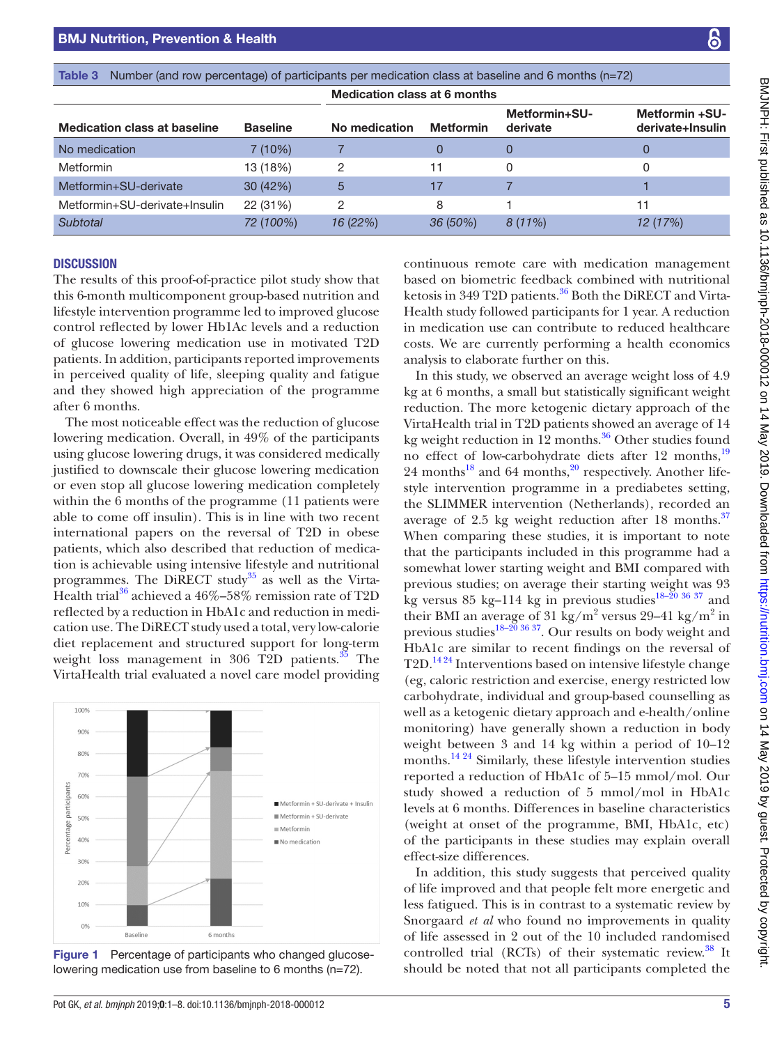Table 3 Number (and row percentage) of participants per medication class at baseline and 6 months (n=72)

| Medication class at baseline | Baseline | Medication class at 6 months: No medication | Metformin | Metformin+SU-derivate | Metformin +SU-derivate+Insulin |
|---|---|---|---|---|---|
| No medication | 7 (10%) | 7 | 0 | 0 | 0 |
| Metformin | 13 (18%) | 2 | 11 | 0 | 0 |
| Metformin+SU-derivate | 30 (42%) | 5 | 17 | 7 | 1 |
| Metformin+SU-derivate+Insulin | 22 (31%) | 2 | 8 | 1 | 11 |
| *Subtotal* | *72 (100%)* | *16 (22%)* | *36 (50%)* | *8 (11%)* | *12 (17%)* |

## DISCUSSION

The results of this proof-of-practice pilot study show that this 6-month multicomponent group-based nutrition and lifestyle intervention programme led to improved glucose control reflected by lower Hb1Ac levels and a reduction of glucose lowering medication use in motivated T2D patients. In addition, participants reported improvements in perceived quality of life, sleeping quality and fatigue and they showed high appreciation of the programme after 6 months.

The most noticeable effect was the reduction of glucose lowering medication. Overall, in 49% of the participants using glucose lowering drugs, it was considered medically justified to downscale their glucose lowering medication or even stop all glucose lowering medication completely within the 6 months of the programme (11 patients were able to come off insulin). This is in line with two recent international papers on the reversal of T2D in obese patients, which also described that reduction of medication is achievable using intensive lifestyle and nutritional programmes. The DiRECT study[35] as well as the Virta-Health trial[36] achieved a 46%–58% remission rate of T2D reflected by a reduction in HbA1c and reduction in medication use. The DiRECT study used a total, very low-calorie diet replacement and structured support for long-term weight loss management in 306 T2D patients.[35] The VirtaHealth trial evaluated a novel care model providing continuous remote care with medication management based on biometric feedback combined with nutritional ketosis in 349 T2D patients.[36] Both the DiRECT and Virta-Health study followed participants for 1 year. A reduction in medication use can contribute to reduced healthcare costs. We are currently performing a health economics analysis to elaborate further on this.

In this study, we observed an average weight loss of 4.9 kg at 6 months, a small but statistically significant weight reduction. The more ketogenic dietary approach of the VirtaHealth trial in T2D patients showed an average of 14 kg weight reduction in 12 months.[36] Other studies found no effect of low-carbohydrate diets after 12 months,[19] 24 months[18] and 64 months,[20] respectively. Another lifestyle intervention programme in a prediabetes setting, the SLIMMER intervention (Netherlands), recorded an average of 2.5 kg weight reduction after 18 months.[37] When comparing these studies, it is important to note that the participants included in this programme had a somewhat lower starting weight and BMI compared with previous studies; on average their starting weight was 93 kg versus 85 kg–114 kg in previous studies[18–20 36 37] and their BMI an average of 31 kg/m$^2$ versus 29–41 kg/m$^2$ in previous studies[18–20 36 37]. Our results on body weight and HbA1c are similar to recent findings on the reversal of T2D.[14 24] Interventions based on intensive lifestyle change (eg, caloric restriction and exercise, energy restricted low carbohydrate, individual and group-based counselling as well as a ketogenic dietary approach and e-health/online monitoring) have generally shown a reduction in body weight between 3 and 14 kg within a period of 10–12 months.[14 24] Similarly, these lifestyle intervention studies reported a reduction of HbA1c of 5–15 mmol/mol. Our study showed a reduction of 5 mmol/mol in HbA1c levels at 6 months. Differences in baseline characteristics (weight at onset of the programme, BMI, HbA1c, etc) of the participants in these studies may explain overall effect-size differences.

In addition, this study suggests that perceived quality of life improved and that people felt more energetic and less fatigued. This is in contrast to a systematic review by Snorgaard *et al* who found no improvements in quality of life assessed in 2 out of the 10 included randomised controlled trial (RCTs) of their systematic review.[38] It should be noted that not all participants completed the

Figure 1 Percentage of participants who changed glucose-lowering medication use from baseline to 6 months (n=72).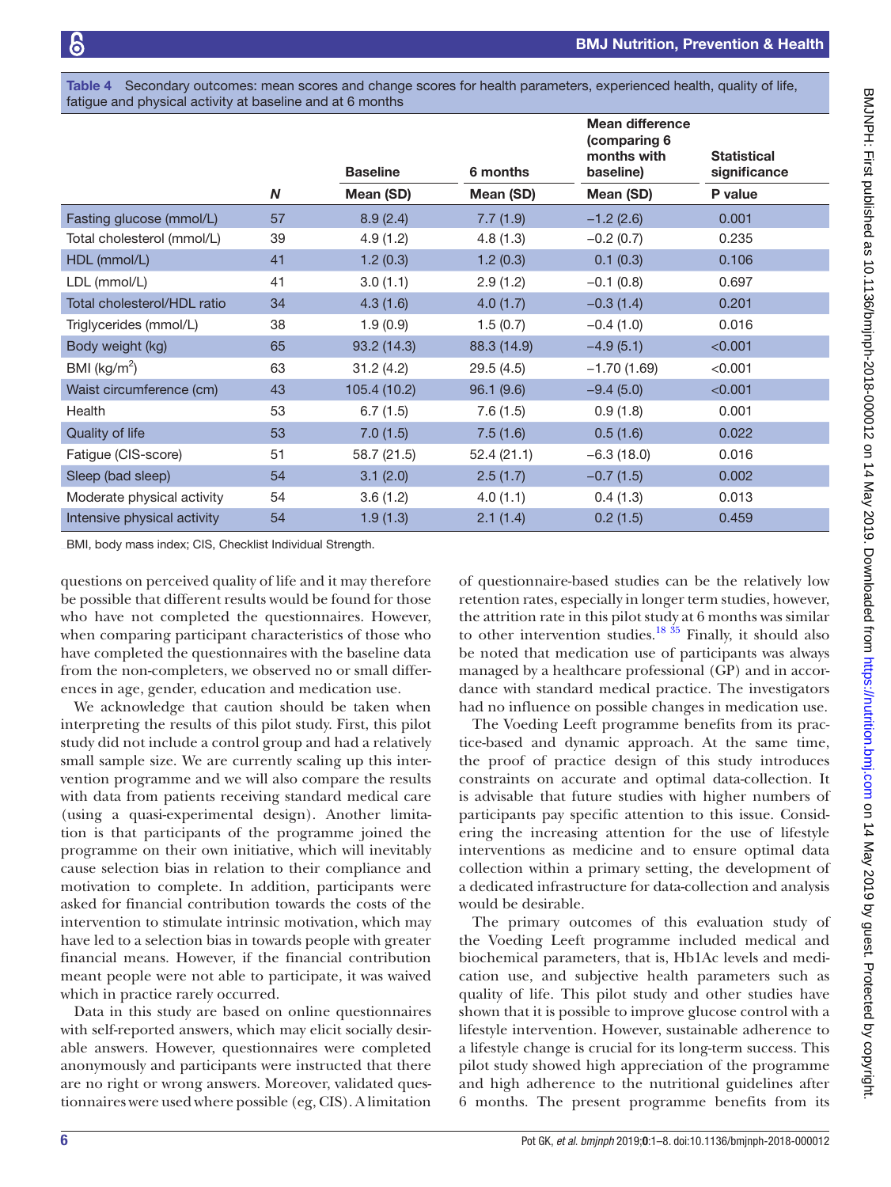**Table 4** Secondary outcomes: mean scores and change scores for health parameters, experienced health, quality of life, fatigue and physical activity at baseline and at 6 months

| | N | Baseline Mean (SD) | 6 months Mean (SD) | Mean difference (comparing 6 months with baseline) Mean (SD) | Statistical significance P value |
|---|---|---|---|---|---|
| Fasting glucose (mmol/L) | 57 | 8.9 (2.4) | 7.7 (1.9) | −1.2 (2.6) | 0.001 |
| Total cholesterol (mmol/L) | 39 | 4.9 (1.2) | 4.8 (1.3) | −0.2 (0.7) | 0.235 |
| HDL (mmol/L) | 41 | 1.2 (0.3) | 1.2 (0.3) | 0.1 (0.3) | 0.106 |
| LDL (mmol/L) | 41 | 3.0 (1.1) | 2.9 (1.2) | −0.1 (0.8) | 0.697 |
| Total cholesterol/HDL ratio | 34 | 4.3 (1.6) | 4.0 (1.7) | −0.3 (1.4) | 0.201 |
| Triglycerides (mmol/L) | 38 | 1.9 (0.9) | 1.5 (0.7) | −0.4 (1.0) | 0.016 |
| Body weight (kg) | 65 | 93.2 (14.3) | 88.3 (14.9) | −4.9 (5.1) | <0.001 |
| BMI (kg/m$^2$) | 63 | 31.2 (4.2) | 29.5 (4.5) | −1.70 (1.69) | <0.001 |
| Waist circumference (cm) | 43 | 105.4 (10.2) | 96.1 (9.6) | −9.4 (5.0) | <0.001 |
| Health | 53 | 6.7 (1.5) | 7.6 (1.5) | 0.9 (1.8) | 0.001 |
| Quality of life | 53 | 7.0 (1.5) | 7.5 (1.6) | 0.5 (1.6) | 0.022 |
| Fatigue (CIS-score) | 51 | 58.7 (21.5) | 52.4 (21.1) | −6.3 (18.0) | 0.016 |
| Sleep (bad sleep) | 54 | 3.1 (2.0) | 2.5 (1.7) | −0.7 (1.5) | 0.002 |
| Moderate physical activity | 54 | 3.6 (1.2) | 4.0 (1.1) | 0.4 (1.3) | 0.013 |
| Intensive physical activity | 54 | 1.9 (1.3) | 2.1 (1.4) | 0.2 (1.5) | 0.459 |

BMI, body mass index; CIS, Checklist Individual Strength.

questions on perceived quality of life and it may therefore be possible that different results would be found for those who have not completed the questionnaires. However, when comparing participant characteristics of those who have completed the questionnaires with the baseline data from the non-completers, we observed no or small differences in age, gender, education and medication use.

We acknowledge that caution should be taken when interpreting the results of this pilot study. First, this pilot study did not include a control group and had a relatively small sample size. We are currently scaling up this intervention programme and we will also compare the results with data from patients receiving standard medical care (using a quasi-experimental design). Another limitation is that participants of the programme joined the programme on their own initiative, which will inevitably cause selection bias in relation to their compliance and motivation to complete. In addition, participants were asked for financial contribution towards the costs of the intervention to stimulate intrinsic motivation, which may have led to a selection bias in towards people with greater financial means. However, if the financial contribution meant people were not able to participate, it was waived which in practice rarely occurred.

Data in this study are based on online questionnaires with self-reported answers, which may elicit socially desirable answers. However, questionnaires were completed anonymously and participants were instructed that there are no right or wrong answers. Moreover, validated questionnaires were used where possible (eg, CIS). A limitation of questionnaire-based studies can be the relatively low retention rates, especially in longer term studies, however, the attrition rate in this pilot study at 6 months was similar to other intervention studies.[18 35] Finally, it should also be noted that medication use of participants was always managed by a healthcare professional (GP) and in accordance with standard medical practice. The investigators had no influence on possible changes in medication use.

The Voeding Leeft programme benefits from its practice-based and dynamic approach. At the same time, the proof of practice design of this study introduces constraints on accurate and optimal data-collection. It is advisable that future studies with higher numbers of participants pay specific attention to this issue. Considering the increasing attention for the use of lifestyle interventions as medicine and to ensure optimal data collection within a primary setting, the development of a dedicated infrastructure for data-collection and analysis would be desirable.

The primary outcomes of this evaluation study of the Voeding Leeft programme included medical and biochemical parameters, that is, Hb1Ac levels and medication use, and subjective health parameters such as quality of life. This pilot study and other studies have shown that it is possible to improve glucose control with a lifestyle intervention. However, sustainable adherence to a lifestyle change is crucial for its long-term success. This pilot study showed high appreciation of the programme and high adherence to the nutritional guidelines after 6 months. The present programme benefits from its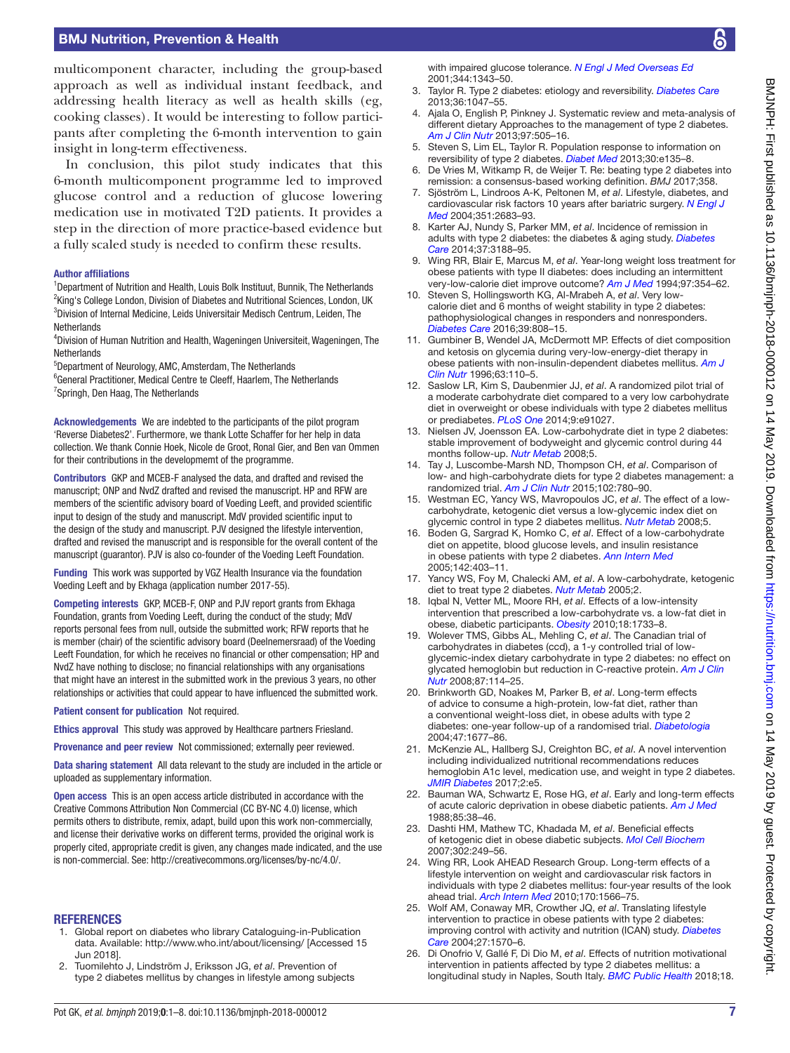multicomponent character, including the group-based approach as well as individual instant feedback, and addressing health literacy as well as health skills (eg, cooking classes). It would be interesting to follow participants after completing the 6-month intervention to gain insight in long-term effectiveness.

In conclusion, this pilot study indicates that this 6-month multicomponent programme led to improved glucose control and a reduction of glucose lowering medication use in motivated T2D patients. It provides a step in the direction of more practice-based evidence but a fully scaled study is needed to confirm these results.

**Author affiliations**

[1]Department of Nutrition and Health, Louis Bolk Instituut, Bunnik, The Netherlands
[2]King's College London, Division of Diabetes and Nutritional Sciences, London, UK
[3]Division of Internal Medicine, Leids Universitair Medisch Centrum, Leiden, The Netherlands
[4]Division of Human Nutrition and Health, Wageningen Universiteit, Wageningen, The Netherlands
[5]Department of Neurology, AMC, Amsterdam, The Netherlands
[6]General Practitioner, Medical Centre te Cleeff, Haarlem, The Netherlands
[7]Springh, Den Haag, The Netherlands

**Acknowledgements** We are indebted to the participants of the pilot program 'Reverse Diabetes2'. Furthermore, we thank Lotte Schaffer for her help in data collection. We thank Connie Hoek, Nicole de Groot, Ronal Gier, and Ben van Ommen for their contributions in the developmemt of the programme.

**Contributors** GKP and MCEB-F analysed the data, and drafted and revised the manuscript; ONP and NvdZ drafted and revised the manuscript. HP and RFW are members of the scientific advisory board of Voeding Leeft, and provided scientific input to design of the study and manuscript. MdV provided scientific input to the design of the study and manuscript. PJV designed the lifestyle intervention, drafted and revised the manuscript and is responsible for the overall content of the manuscript (guarantor). PJV is also co-founder of the Voeding Leeft Foundation.

**Funding** This work was supported by VGZ Health Insurance via the foundation Voeding Leeft and by Ekhaga (application number 2017-55).

**Competing interests** GKP, MCEB-F, ONP and PJV report grants from Ekhaga Foundation, grants from Voeding Leeft, during the conduct of the study; MdV reports personal fees from null, outside the submitted work; RFW reports that he is member (chair) of the scientific advisory board (Deelnemersraad) of the Voeding Leeft Foundation, for which he receives no financial or other compensation; HP and NvdZ have nothing to disclose; no financial relationships with any organisations that might have an interest in the submitted work in the previous 3 years, no other relationships or activities that could appear to have influenced the submitted work.

**Patient consent for publication** Not required.

**Ethics approval** This study was approved by Healthcare partners Friesland.

**Provenance and peer review** Not commissioned; externally peer reviewed.

**Data sharing statement** All data relevant to the study are included in the article or uploaded as supplementary information.

**Open access** This is an open access article distributed in accordance with the Creative Commons Attribution Non Commercial (CC BY-NC 4.0) license, which permits others to distribute, remix, adapt, build upon this work non-commercially, and license their derivative works on different terms, provided the original work is properly cited, appropriate credit is given, any changes made indicated, and the use is non-commercial. See: http://creativecommons.org/licenses/by-nc/4.0/.

## REFERENCES

1. Global report on diabetes who library Cataloguing-in-Publication data. Available: http://www.who.int/about/licensing/ [Accessed 15 Jun 2018].
2. Tuomilehto J, Lindström J, Eriksson JG, *et al*. Prevention of type 2 diabetes mellitus by changes in lifestyle among subjects with impaired glucose tolerance. *N Engl J Med Overseas Ed* 2001;344:1343–50.
3. Taylor R. Type 2 diabetes: etiology and reversibility. *Diabetes Care* 2013;36:1047–55.
4. Ajala O, English P, Pinkney J. Systematic review and meta-analysis of different dietary Approaches to the management of type 2 diabetes. *Am J Clin Nutr* 2013;97:505–16.
5. Steven S, Lim EL, Taylor R. Population response to information on reversibility of type 2 diabetes. *Diabet Med* 2013;30:e135–8.
6. De Vries M, Witkamp R, de Weijer T. Re: beating type 2 diabetes into remission: a consensus-based working definition. *BMJ* 2017;358.
7. Sjöström L, Lindroos A-K, Peltonen M, *et al*. Lifestyle, diabetes, and cardiovascular risk factors 10 years after bariatric surgery. *N Engl J Med* 2004;351:2683–93.
8. Karter AJ, Nundy S, Parker MM, *et al*. Incidence of remission in adults with type 2 diabetes: the diabetes & aging study. *Diabetes Care* 2014;37:3188–95.
9. Wing RR, Blair E, Marcus M, *et al*. Year-long weight loss treatment for obese patients with type II diabetes: does including an intermittent very-low-calorie diet improve outcome? *Am J Med* 1994;97:354–62.
10. Steven S, Hollingsworth KG, Al-Mrabeh A, *et al*. Very low-calorie diet and 6 months of weight stability in type 2 diabetes: pathophysiological changes in responders and nonresponders. *Diabetes Care* 2016;39:808–15.
11. Gumbiner B, Wendel JA, McDermott MP. Effects of diet composition and ketosis on glycemia during very-low-energy-diet therapy in obese patients with non-insulin-dependent diabetes mellitus. *Am J Clin Nutr* 1996;63:110–5.
12. Saslow LR, Kim S, Daubenmier JJ, *et al*. A randomized pilot trial of a moderate carbohydrate diet compared to a very low carbohydrate diet in overweight or obese individuals with type 2 diabetes mellitus or prediabetes. *PLoS One* 2014;9:e91027.
13. Nielsen JV, Joensson EA. Low-carbohydrate diet in type 2 diabetes: stable improvement of bodyweight and glycemic control during 44 months follow-up. *Nutr Metab* 2008;5.
14. Tay J, Luscombe-Marsh ND, Thompson CH, *et al*. Comparison of low- and high-carbohydrate diets for type 2 diabetes management: a randomized trial. *Am J Clin Nutr* 2015;102:780–90.
15. Westman EC, Yancy WS, Mavropoulos JC, *et al*. The effect of a low-carbohydrate, ketogenic diet versus a low-glycemic index diet on glycemic control in type 2 diabetes mellitus. *Nutr Metab* 2008;5.
16. Boden G, Sargrad K, Homko C, *et al*. Effect of a low-carbohydrate diet on appetite, blood glucose levels, and insulin resistance in obese patients with type 2 diabetes. *Ann Intern Med* 2005;142:403–11.
17. Yancy WS, Foy M, Chalecki AM, *et al*. A low-carbohydrate, ketogenic diet to treat type 2 diabetes. *Nutr Metab* 2005;2.
18. Iqbal N, Vetter ML, Moore RH, *et al*. Effects of a low-intensity intervention that prescribed a low-carbohydrate vs. a low-fat diet in obese, diabetic participants. *Obesity* 2010;18:1733–8.
19. Wolever TMS, Gibbs AL, Mehling C, *et al*. The Canadian trial of carbohydrates in diabetes (ccd), a 1-y controlled trial of low-glycemic-index dietary carbohydrate in type 2 diabetes: no effect on glycated hemoglobin but reduction in C-reactive protein. *Am J Clin Nutr* 2008;87:114–25.
20. Brinkworth GD, Noakes M, Parker B, *et al*. Long-term effects of advice to consume a high-protein, low-fat diet, rather than a conventional weight-loss diet, in obese adults with type 2 diabetes: one-year follow-up of a randomised trial. *Diabetologia* 2004;47:1677–86.
21. McKenzie AL, Hallberg SJ, Creighton BC, *et al*. A novel intervention including individualized nutritional recommendations reduces hemoglobin A1c level, medication use, and weight in type 2 diabetes. *JMIR Diabetes* 2017;2:e5.
22. Bauman WA, Schwartz E, Rose HG, *et al*. Early and long-term effects of acute caloric deprivation in obese diabetic patients. *Am J Med* 1988;85:38–46.
23. Dashti HM, Mathew TC, Khadada M, *et al*. Beneficial effects of ketogenic diet in obese diabetic subjects. *Mol Cell Biochem* 2007;302:249–56.
24. Wing RR, Look AHEAD Research Group. Long-term effects of a lifestyle intervention on weight and cardiovascular risk factors in individuals with type 2 diabetes mellitus: four-year results of the look ahead trial. *Arch Intern Med* 2010;170:1566–75.
25. Wolf AM, Conaway MR, Crowther JQ, *et al*. Translating lifestyle intervention to practice in obese patients with type 2 diabetes: improving control with activity and nutrition (ICAN) study. *Diabetes Care* 2004;27:1570–6.
26. Di Onofrio V, Gallé F, Di Dio M, *et al*. Effects of nutrition motivational intervention in patients affected by type 2 diabetes mellitus: a longitudinal study in Naples, South Italy. *BMC Public Health* 2018;18.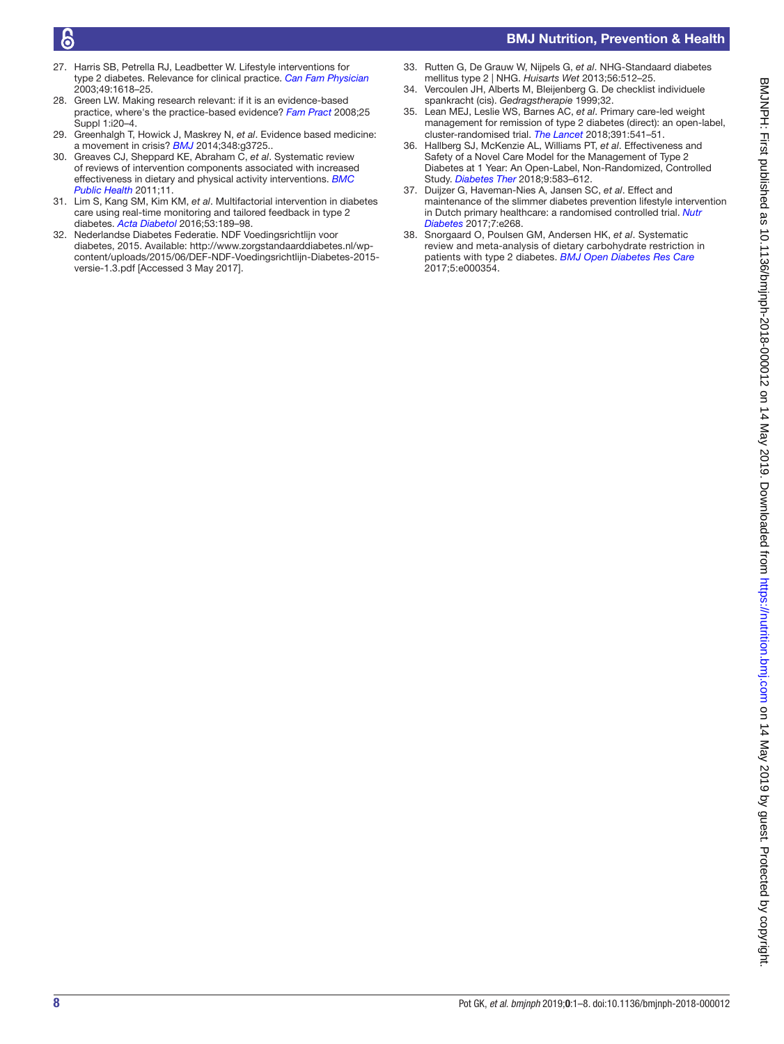27. Harris SB, Petrella RJ, Leadbetter W. Lifestyle interventions for type 2 diabetes. Relevance for clinical practice. *Can Fam Physician* 2003;49:1618–25.
28. Green LW. Making research relevant: if it is an evidence-based practice, where's the practice-based evidence? *Fam Pract* 2008;25 Suppl 1:i20–4.
29. Greenhalgh T, Howick J, Maskrey N, *et al*. Evidence based medicine: a movement in crisis? *BMJ* 2014;348:g3725..
30. Greaves CJ, Sheppard KE, Abraham C, *et al*. Systematic review of reviews of intervention components associated with increased effectiveness in dietary and physical activity interventions. *BMC Public Health* 2011;11.
31. Lim S, Kang SM, Kim KM, *et al*. Multifactorial intervention in diabetes care using real-time monitoring and tailored feedback in type 2 diabetes. *Acta Diabetol* 2016;53:189–98.
32. Nederlandse Diabetes Federatie. NDF Voedingsrichtlijn voor diabetes, 2015. Available: http://www.zorgstandaarddiabetes.nl/wp-content/uploads/2015/06/DEF-NDF-Voedingsrichtlijn-Diabetes-2015-versie-1.3.pdf [Accessed 3 May 2017].
33. Rutten G, De Grauw W, Nijpels G, *et al*. NHG-Standaard diabetes mellitus type 2 | NHG. *Huisarts Wet* 2013;56:512–25.
34. Vercoulen JH, Alberts M, Bleijenberg G. De checklist individuele spankracht (cis). *Gedragstherapie* 1999;32.
35. Lean MEJ, Leslie WS, Barnes AC, *et al*. Primary care-led weight management for remission of type 2 diabetes (direct): an open-label, cluster-randomised trial. *The Lancet* 2018;391:541–51.
36. Hallberg SJ, McKenzie AL, Williams PT, *et al*. Effectiveness and Safety of a Novel Care Model for the Management of Type 2 Diabetes at 1 Year: An Open-Label, Non-Randomized, Controlled Study. *Diabetes Ther* 2018;9:583–612.
37. Duijzer G, Haveman-Nies A, Jansen SC, *et al*. Effect and maintenance of the slimmer diabetes prevention lifestyle intervention in Dutch primary healthcare: a randomised controlled trial. *Nutr Diabetes* 2017;7:e268.
38. Snorgaard O, Poulsen GM, Andersen HK, *et al*. Systematic review and meta-analysis of dietary carbohydrate restriction in patients with type 2 diabetes. *BMJ Open Diabetes Res Care* 2017;5:e000354.